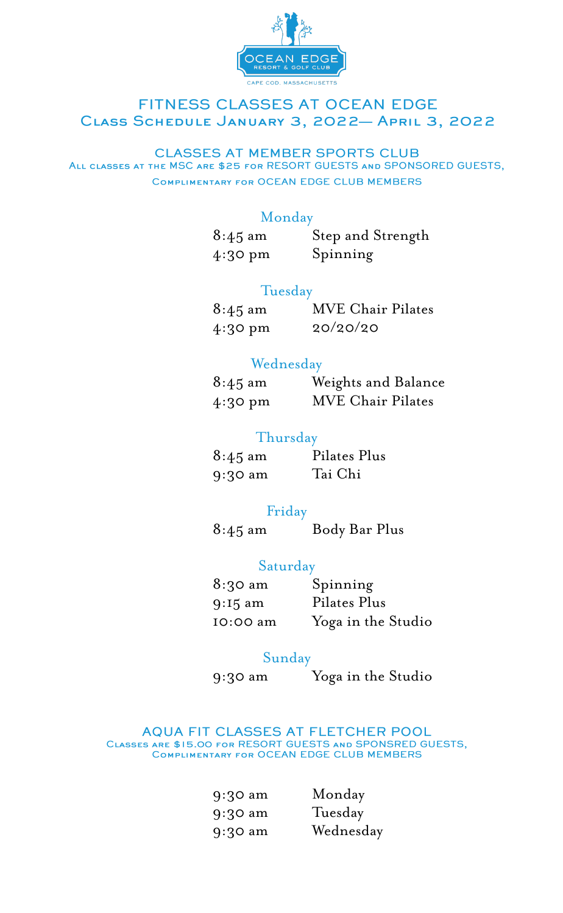OCEAN EDGE
RESORT & GOLF CLUB
CAPE COD, MASSACHUSETTS

# FITNESS CLASSES AT OCEAN EDGE

## Class Schedule January 3, 2022— April 3, 2022

### CLASSES AT MEMBER SPORTS CLUB

All classes at the MSC are $25 for RESORT GUESTS and SPONSORED GUESTS,
Complimentary for OCEAN EDGE CLUB MEMBERS

**Monday**

| | |
|---|---|
| 8:45 am | Step and Strength |
| 4:30 pm | Spinning |

**Tuesday**

| | |
|---|---|
| 8:45 am | MVE Chair Pilates |
| 4:30 pm | 20/20/20 |

**Wednesday**

| | |
|---|---|
| 8:45 am | Weights and Balance |
| 4:30 pm | MVE Chair Pilates |

**Thursday**

| | |
|---|---|
| 8:45 am | Pilates Plus |
| 9:30 am | Tai Chi |

**Friday**

| | |
|---|---|
| 8:45 am | Body Bar Plus |

**Saturday**

| | |
|---|---|
| 8:30 am | Spinning |
| 9:15 am | Pilates Plus |
| 10:00 am | Yoga in the Studio |

**Sunday**

| | |
|---|---|
| 9:30 am | Yoga in the Studio |

### AQUA FIT CLASSES AT FLETCHER POOL

Classes are $15.00 for RESORT GUESTS and SPONSRED GUESTS,
Complimentary for OCEAN EDGE CLUB MEMBERS

| | |
|---|---|
| 9:30 am | Monday |
| 9:30 am | Tuesday |
| 9:30 am | Wednesday |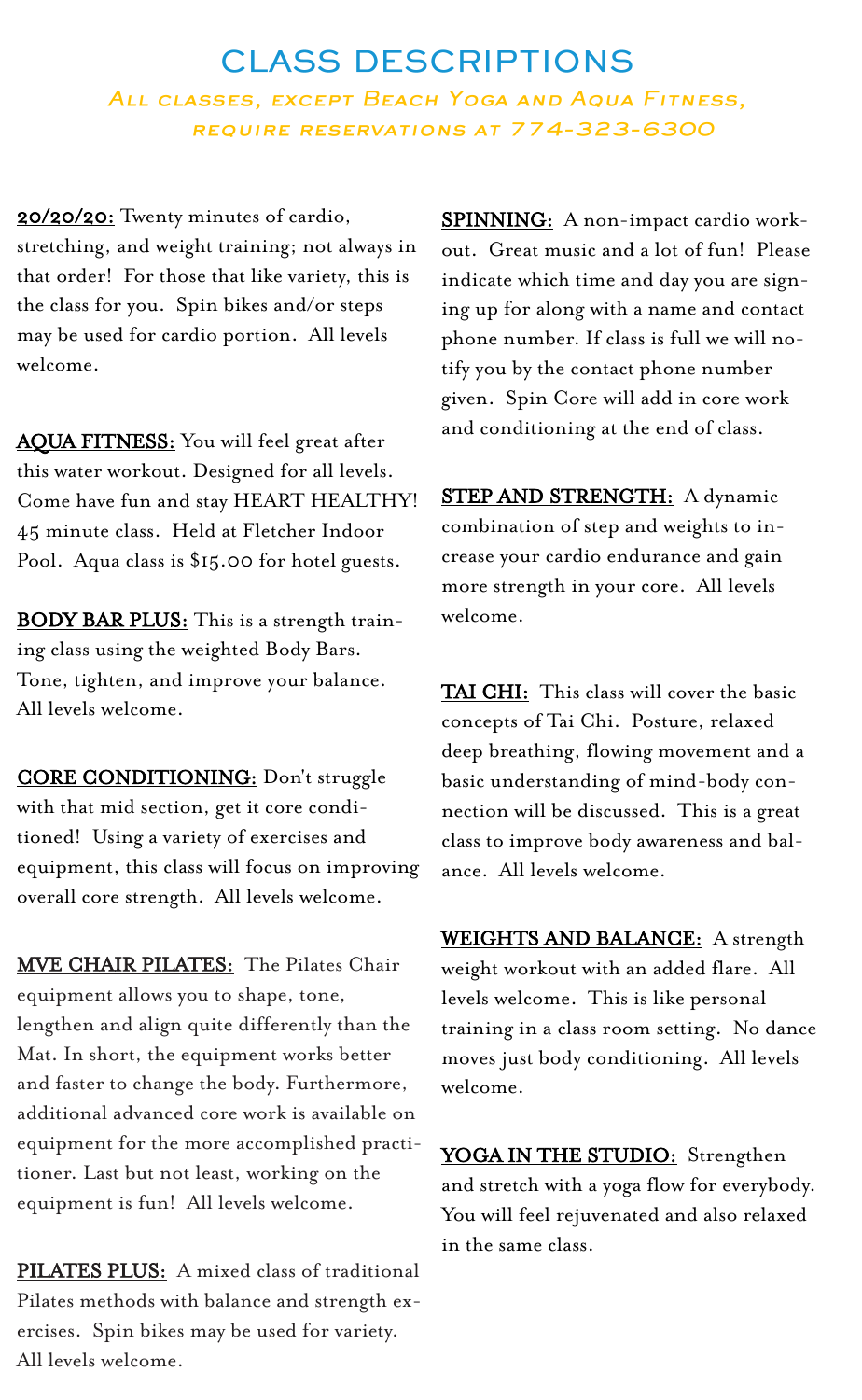# CLASS DESCRIPTIONS

*All classes, except Beach Yoga and Aqua Fitness, require reservations at 774-323-6300*

**20/20/20:** Twenty minutes of cardio, stretching, and weight training; not always in that order! For those that like variety, this is the class for you. Spin bikes and/or steps may be used for cardio portion. All levels welcome.

**AQUA FITNESS:** You will feel great after this water workout. Designed for all levels. Come have fun and stay HEART HEALTHY! 45 minute class. Held at Fletcher Indoor Pool. Aqua class is $15.00 for hotel guests.

**BODY BAR PLUS:** This is a strength training class using the weighted Body Bars. Tone, tighten, and improve your balance. All levels welcome.

**CORE CONDITIONING:** Don't struggle with that mid section, get it core conditioned! Using a variety of exercises and equipment, this class will focus on improving overall core strength. All levels welcome.

**MVE CHAIR PILATES:** The Pilates Chair equipment allows you to shape, tone, lengthen and align quite differently than the Mat. In short, the equipment works better and faster to change the body. Furthermore, additional advanced core work is available on equipment for the more accomplished practitioner. Last but not least, working on the equipment is fun! All levels welcome.

**PILATES PLUS:** A mixed class of traditional Pilates methods with balance and strength exercises. Spin bikes may be used for variety. All levels welcome.

**SPINNING:** A non-impact cardio workout. Great music and a lot of fun! Please indicate which time and day you are signing up for along with a name and contact phone number. If class is full we will notify you by the contact phone number given. Spin Core will add in core work and conditioning at the end of class.

**STEP AND STRENGTH:** A dynamic combination of step and weights to increase your cardio endurance and gain more strength in your core. All levels welcome.

**TAI CHI:** This class will cover the basic concepts of Tai Chi. Posture, relaxed deep breathing, flowing movement and a basic understanding of mind-body connection will be discussed. This is a great class to improve body awareness and balance. All levels welcome.

**WEIGHTS AND BALANCE:** A strength weight workout with an added flare. All levels welcome. This is like personal training in a class room setting. No dance moves just body conditioning. All levels welcome.

**YOGA IN THE STUDIO:** Strengthen and stretch with a yoga flow for everybody. You will feel rejuvenated and also relaxed in the same class.